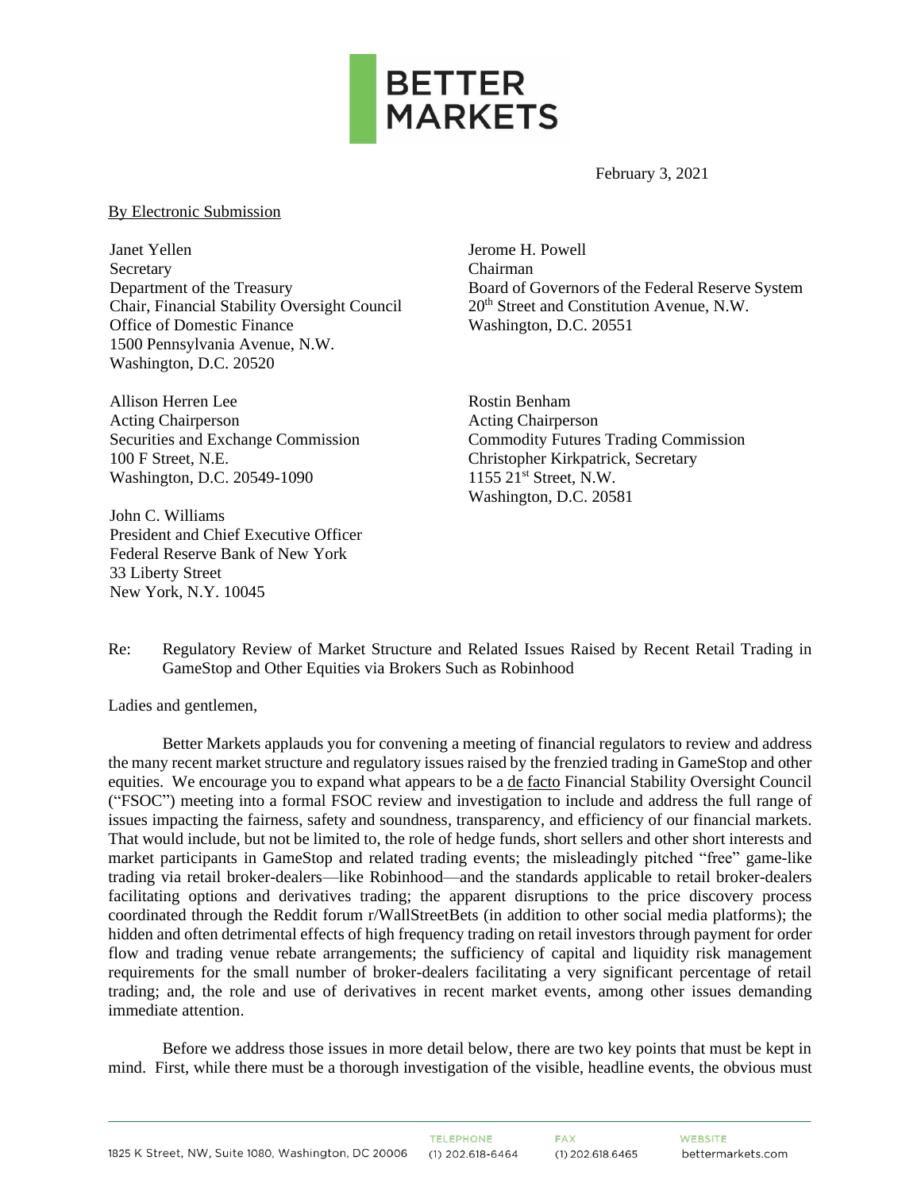BETTER MARKETS

February 3, 2021

By Electronic Submission

Janet Yellen
Secretary
Department of the Treasury
Chair, Financial Stability Oversight Council
Office of Domestic Finance
1500 Pennsylvania Avenue, N.W.
Washington, D.C. 20520

Jerome H. Powell
Chairman
Board of Governors of the Federal Reserve System
20th Street and Constitution Avenue, N.W.
Washington, D.C. 20551

Allison Herren Lee
Acting Chairperson
Securities and Exchange Commission
100 F Street, N.E.
Washington, D.C. 20549-1090

Rostin Benham
Acting Chairperson
Commodity Futures Trading Commission
Christopher Kirkpatrick, Secretary
1155 21st Street, N.W.
Washington, D.C. 20581

John C. Williams
President and Chief Executive Officer
Federal Reserve Bank of New York
33 Liberty Street
New York, N.Y. 10045

Re: Regulatory Review of Market Structure and Related Issues Raised by Recent Retail Trading in GameStop and Other Equities via Brokers Such as Robinhood

Ladies and gentlemen,

Better Markets applauds you for convening a meeting of financial regulators to review and address the many recent market structure and regulatory issues raised by the frenzied trading in GameStop and other equities. We encourage you to expand what appears to be a de facto Financial Stability Oversight Council ("FSOC") meeting into a formal FSOC review and investigation to include and address the full range of issues impacting the fairness, safety and soundness, transparency, and efficiency of our financial markets. That would include, but not be limited to, the role of hedge funds, short sellers and other short interests and market participants in GameStop and related trading events; the misleadingly pitched "free" game-like trading via retail broker-dealers—like Robinhood—and the standards applicable to retail broker-dealers facilitating options and derivatives trading; the apparent disruptions to the price discovery process coordinated through the Reddit forum r/WallStreetBets (in addition to other social media platforms); the hidden and often detrimental effects of high frequency trading on retail investors through payment for order flow and trading venue rebate arrangements; the sufficiency of capital and liquidity risk management requirements for the small number of broker-dealers facilitating a very significant percentage of retail trading; and, the role and use of derivatives in recent market events, among other issues demanding immediate attention.

Before we address those issues in more detail below, there are two key points that must be kept in mind. First, while there must be a thorough investigation of the visible, headline events, the obvious must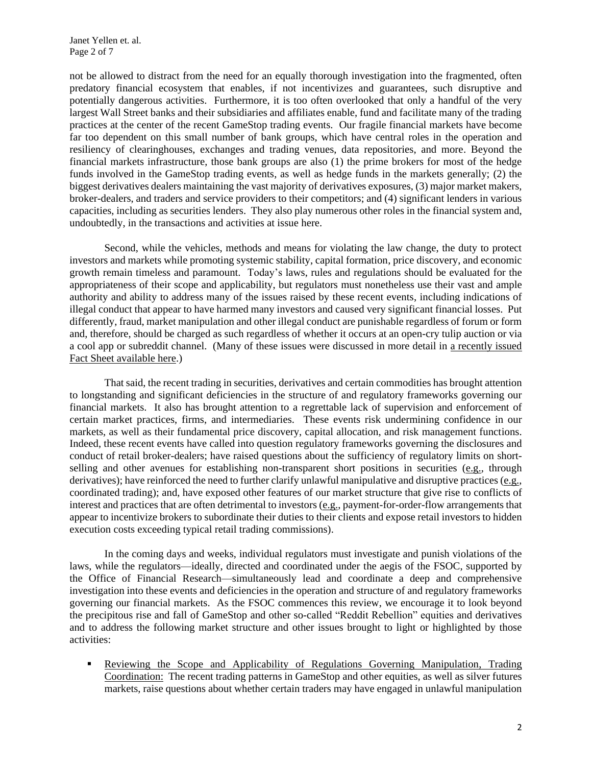not be allowed to distract from the need for an equally thorough investigation into the fragmented, often predatory financial ecosystem that enables, if not incentivizes and guarantees, such disruptive and potentially dangerous activities. Furthermore, it is too often overlooked that only a handful of the very largest Wall Street banks and their subsidiaries and affiliates enable, fund and facilitate many of the trading practices at the center of the recent GameStop trading events. Our fragile financial markets have become far too dependent on this small number of bank groups, which have central roles in the operation and resiliency of clearinghouses, exchanges and trading venues, data repositories, and more. Beyond the financial markets infrastructure, those bank groups are also (1) the prime brokers for most of the hedge funds involved in the GameStop trading events, as well as hedge funds in the markets generally; (2) the biggest derivatives dealers maintaining the vast majority of derivatives exposures, (3) major market makers, broker-dealers, and traders and service providers to their competitors; and (4) significant lenders in various capacities, including as securities lenders. They also play numerous other roles in the financial system and, undoubtedly, in the transactions and activities at issue here.

Second, while the vehicles, methods and means for violating the law change, the duty to protect investors and markets while promoting systemic stability, capital formation, price discovery, and economic growth remain timeless and paramount. Today's laws, rules and regulations should be evaluated for the appropriateness of their scope and applicability, but regulators must nonetheless use their vast and ample authority and ability to address many of the issues raised by these recent events, including indications of illegal conduct that appear to have harmed many investors and caused very significant financial losses. Put differently, fraud, market manipulation and other illegal conduct are punishable regardless of forum or form and, therefore, should be charged as such regardless of whether it occurs at an open-cry tulip auction or via a cool app or subreddit channel. (Many of these issues were discussed in more detail in a recently issued Fact Sheet available here.)

That said, the recent trading in securities, derivatives and certain commodities has brought attention to longstanding and significant deficiencies in the structure of and regulatory frameworks governing our financial markets. It also has brought attention to a regrettable lack of supervision and enforcement of certain market practices, firms, and intermediaries. These events risk undermining confidence in our markets, as well as their fundamental price discovery, capital allocation, and risk management functions. Indeed, these recent events have called into question regulatory frameworks governing the disclosures and conduct of retail broker-dealers; have raised questions about the sufficiency of regulatory limits on short-selling and other avenues for establishing non-transparent short positions in securities (e.g., through derivatives); have reinforced the need to further clarify unlawful manipulative and disruptive practices (e.g., coordinated trading); and, have exposed other features of our market structure that give rise to conflicts of interest and practices that are often detrimental to investors (e.g., payment-for-order-flow arrangements that appear to incentivize brokers to subordinate their duties to their clients and expose retail investors to hidden execution costs exceeding typical retail trading commissions).

In the coming days and weeks, individual regulators must investigate and punish violations of the laws, while the regulators—ideally, directed and coordinated under the aegis of the FSOC, supported by the Office of Financial Research—simultaneously lead and coordinate a deep and comprehensive investigation into these events and deficiencies in the operation and structure of and regulatory frameworks governing our financial markets. As the FSOC commences this review, we encourage it to look beyond the precipitous rise and fall of GameStop and other so-called "Reddit Rebellion" equities and derivatives and to address the following market structure and other issues brought to light or highlighted by those activities:

- Reviewing the Scope and Applicability of Regulations Governing Manipulation, Trading Coordination: The recent trading patterns in GameStop and other equities, as well as silver futures markets, raise questions about whether certain traders may have engaged in unlawful manipulation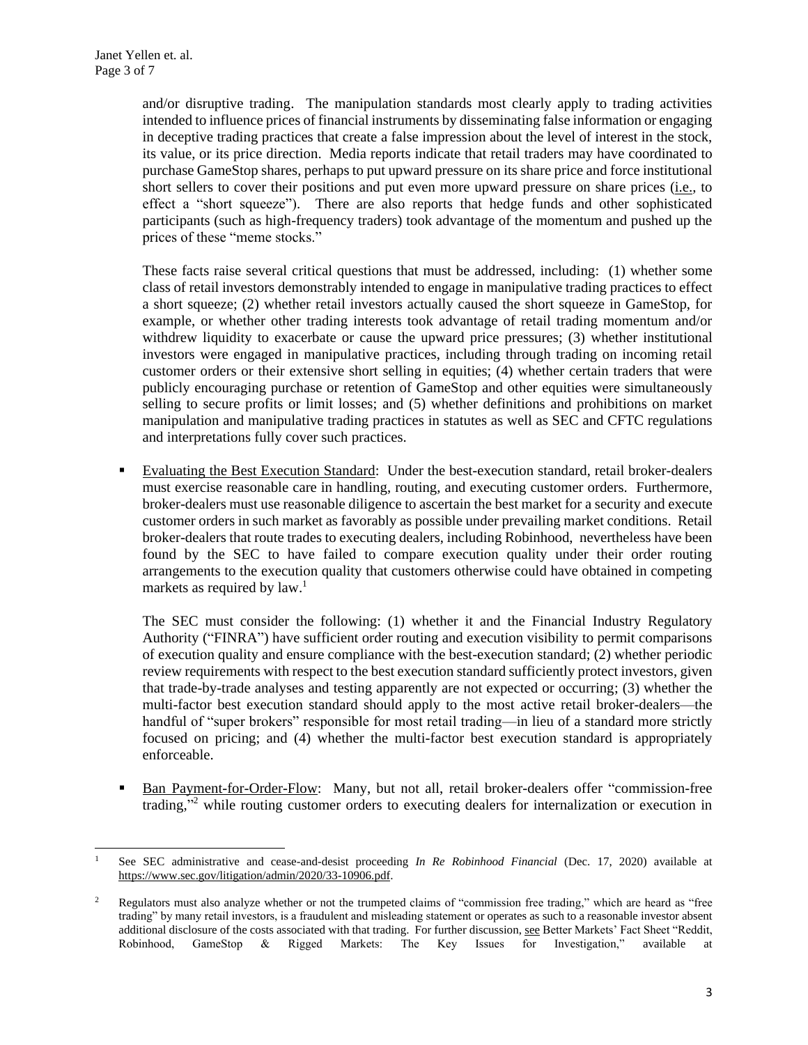and/or disruptive trading. The manipulation standards most clearly apply to trading activities intended to influence prices of financial instruments by disseminating false information or engaging in deceptive trading practices that create a false impression about the level of interest in the stock, its value, or its price direction. Media reports indicate that retail traders may have coordinated to purchase GameStop shares, perhaps to put upward pressure on its share price and force institutional short sellers to cover their positions and put even more upward pressure on share prices (i.e., to effect a "short squeeze"). There are also reports that hedge funds and other sophisticated participants (such as high-frequency traders) took advantage of the momentum and pushed up the prices of these "meme stocks."

These facts raise several critical questions that must be addressed, including: (1) whether some class of retail investors demonstrably intended to engage in manipulative trading practices to effect a short squeeze; (2) whether retail investors actually caused the short squeeze in GameStop, for example, or whether other trading interests took advantage of retail trading momentum and/or withdrew liquidity to exacerbate or cause the upward price pressures; (3) whether institutional investors were engaged in manipulative practices, including through trading on incoming retail customer orders or their extensive short selling in equities; (4) whether certain traders that were publicly encouraging purchase or retention of GameStop and other equities were simultaneously selling to secure profits or limit losses; and (5) whether definitions and prohibitions on market manipulation and manipulative trading practices in statutes as well as SEC and CFTC regulations and interpretations fully cover such practices.

- Evaluating the Best Execution Standard: Under the best-execution standard, retail broker-dealers must exercise reasonable care in handling, routing, and executing customer orders. Furthermore, broker-dealers must use reasonable diligence to ascertain the best market for a security and execute customer orders in such market as favorably as possible under prevailing market conditions. Retail broker-dealers that route trades to executing dealers, including Robinhood, nevertheless have been found by the SEC to have failed to compare execution quality under their order routing arrangements to the execution quality that customers otherwise could have obtained in competing markets as required by law.[1]

  The SEC must consider the following: (1) whether it and the Financial Industry Regulatory Authority ("FINRA") have sufficient order routing and execution visibility to permit comparisons of execution quality and ensure compliance with the best-execution standard; (2) whether periodic review requirements with respect to the best execution standard sufficiently protect investors, given that trade-by-trade analyses and testing apparently are not expected or occurring; (3) whether the multi-factor best execution standard should apply to the most active retail broker-dealers—the handful of "super brokers" responsible for most retail trading—in lieu of a standard more strictly focused on pricing; and (4) whether the multi-factor best execution standard is appropriately enforceable.

- Ban Payment-for-Order-Flow: Many, but not all, retail broker-dealers offer "commission-free trading,"[2] while routing customer orders to executing dealers for internalization or execution in

---

[1] See SEC administrative and cease-and-desist proceeding *In Re Robinhood Financial* (Dec. 17, 2020) available at https://www.sec.gov/litigation/admin/2020/33-10906.pdf.

[2] Regulators must also analyze whether or not the trumpeted claims of "commission free trading," which are heard as "free trading" by many retail investors, is a fraudulent and misleading statement or operates as such to a reasonable investor absent additional disclosure of the costs associated with that trading. For further discussion, see Better Markets' Fact Sheet "Reddit, Robinhood, GameStop & Rigged Markets: The Key Issues for Investigation," available at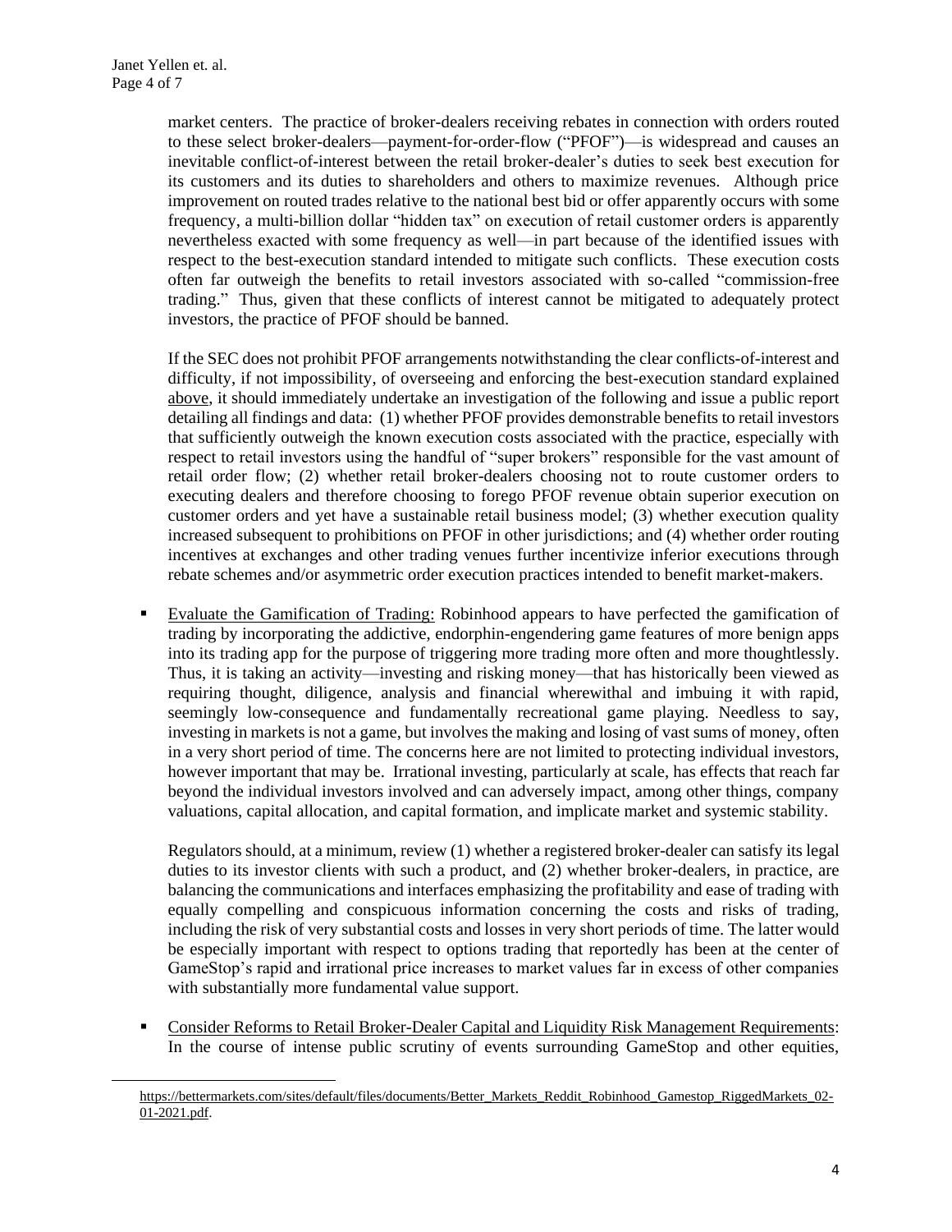market centers. The practice of broker-dealers receiving rebates in connection with orders routed to these select broker-dealers—payment-for-order-flow ("PFOF")—is widespread and causes an inevitable conflict-of-interest between the retail broker-dealer's duties to seek best execution for its customers and its duties to shareholders and others to maximize revenues. Although price improvement on routed trades relative to the national best bid or offer apparently occurs with some frequency, a multi-billion dollar "hidden tax" on execution of retail customer orders is apparently nevertheless exacted with some frequency as well—in part because of the identified issues with respect to the best-execution standard intended to mitigate such conflicts. These execution costs often far outweigh the benefits to retail investors associated with so-called "commission-free trading." Thus, given that these conflicts of interest cannot be mitigated to adequately protect investors, the practice of PFOF should be banned.

If the SEC does not prohibit PFOF arrangements notwithstanding the clear conflicts-of-interest and difficulty, if not impossibility, of overseeing and enforcing the best-execution standard explained above, it should immediately undertake an investigation of the following and issue a public report detailing all findings and data: (1) whether PFOF provides demonstrable benefits to retail investors that sufficiently outweigh the known execution costs associated with the practice, especially with respect to retail investors using the handful of "super brokers" responsible for the vast amount of retail order flow; (2) whether retail broker-dealers choosing not to route customer orders to executing dealers and therefore choosing to forego PFOF revenue obtain superior execution on customer orders and yet have a sustainable retail business model; (3) whether execution quality increased subsequent to prohibitions on PFOF in other jurisdictions; and (4) whether order routing incentives at exchanges and other trading venues further incentivize inferior executions through rebate schemes and/or asymmetric order execution practices intended to benefit market-makers.

- Evaluate the Gamification of Trading: Robinhood appears to have perfected the gamification of trading by incorporating the addictive, endorphin-engendering game features of more benign apps into its trading app for the purpose of triggering more trading more often and more thoughtlessly. Thus, it is taking an activity—investing and risking money—that has historically been viewed as requiring thought, diligence, analysis and financial wherewithal and imbuing it with rapid, seemingly low-consequence and fundamentally recreational game playing. Needless to say, investing in markets is not a game, but involves the making and losing of vast sums of money, often in a very short period of time. The concerns here are not limited to protecting individual investors, however important that may be. Irrational investing, particularly at scale, has effects that reach far beyond the individual investors involved and can adversely impact, among other things, company valuations, capital allocation, and capital formation, and implicate market and systemic stability.

  Regulators should, at a minimum, review (1) whether a registered broker-dealer can satisfy its legal duties to its investor clients with such a product, and (2) whether broker-dealers, in practice, are balancing the communications and interfaces emphasizing the profitability and ease of trading with equally compelling and conspicuous information concerning the costs and risks of trading, including the risk of very substantial costs and losses in very short periods of time. The latter would be especially important with respect to options trading that reportedly has been at the center of GameStop's rapid and irrational price increases to market values far in excess of other companies with substantially more fundamental value support.

- Consider Reforms to Retail Broker-Dealer Capital and Liquidity Risk Management Requirements: In the course of intense public scrutiny of events surrounding GameStop and other equities,

https://bettermarkets.com/sites/default/files/documents/Better_Markets_Reddit_Robinhood_Gamestop_RiggedMarkets_02-01-2021.pdf.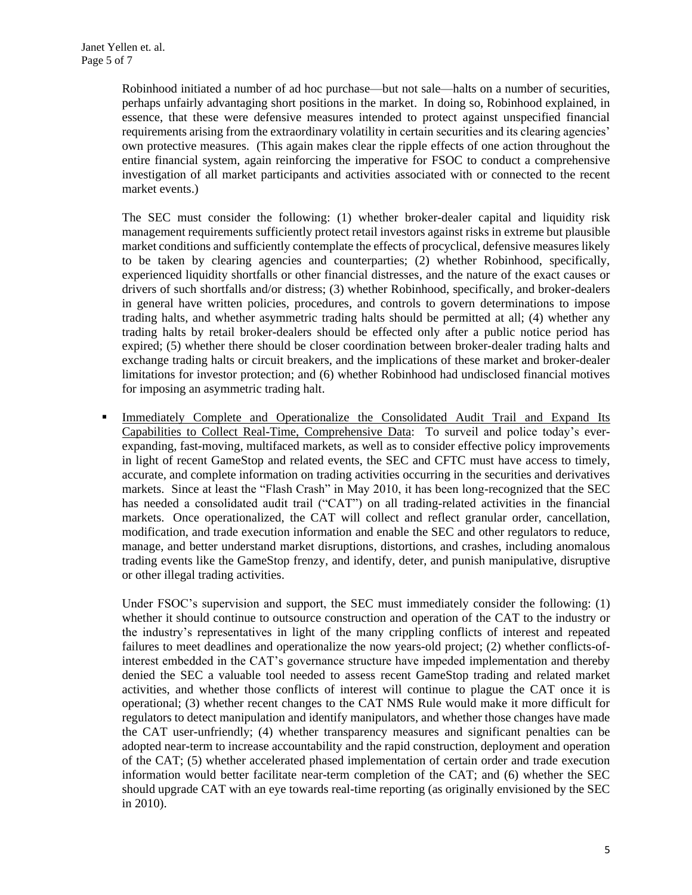Robinhood initiated a number of ad hoc purchase—but not sale—halts on a number of securities, perhaps unfairly advantaging short positions in the market. In doing so, Robinhood explained, in essence, that these were defensive measures intended to protect against unspecified financial requirements arising from the extraordinary volatility in certain securities and its clearing agencies' own protective measures. (This again makes clear the ripple effects of one action throughout the entire financial system, again reinforcing the imperative for FSOC to conduct a comprehensive investigation of all market participants and activities associated with or connected to the recent market events.)

The SEC must consider the following: (1) whether broker-dealer capital and liquidity risk management requirements sufficiently protect retail investors against risks in extreme but plausible market conditions and sufficiently contemplate the effects of procyclical, defensive measures likely to be taken by clearing agencies and counterparties; (2) whether Robinhood, specifically, experienced liquidity shortfalls or other financial distresses, and the nature of the exact causes or drivers of such shortfalls and/or distress; (3) whether Robinhood, specifically, and broker-dealers in general have written policies, procedures, and controls to govern determinations to impose trading halts, and whether asymmetric trading halts should be permitted at all; (4) whether any trading halts by retail broker-dealers should be effected only after a public notice period has expired; (5) whether there should be closer coordination between broker-dealer trading halts and exchange trading halts or circuit breakers, and the implications of these market and broker-dealer limitations for investor protection; and (6) whether Robinhood had undisclosed financial motives for imposing an asymmetric trading halt.

- <u>Immediately Complete and Operationalize the Consolidated Audit Trail and Expand Its Capabilities to Collect Real-Time, Comprehensive Data</u>: To surveil and police today's ever-expanding, fast-moving, multifaced markets, as well as to consider effective policy improvements in light of recent GameStop and related events, the SEC and CFTC must have access to timely, accurate, and complete information on trading activities occurring in the securities and derivatives markets. Since at least the "Flash Crash" in May 2010, it has been long-recognized that the SEC has needed a consolidated audit trail ("CAT") on all trading-related activities in the financial markets. Once operationalized, the CAT will collect and reflect granular order, cancellation, modification, and trade execution information and enable the SEC and other regulators to reduce, manage, and better understand market disruptions, distortions, and crashes, including anomalous trading events like the GameStop frenzy, and identify, deter, and punish manipulative, disruptive or other illegal trading activities.

  Under FSOC's supervision and support, the SEC must immediately consider the following: (1) whether it should continue to outsource construction and operation of the CAT to the industry or the industry's representatives in light of the many crippling conflicts of interest and repeated failures to meet deadlines and operationalize the now years-old project; (2) whether conflicts-of-interest embedded in the CAT's governance structure have impeded implementation and thereby denied the SEC a valuable tool needed to assess recent GameStop trading and related market activities, and whether those conflicts of interest will continue to plague the CAT once it is operational; (3) whether recent changes to the CAT NMS Rule would make it more difficult for regulators to detect manipulation and identify manipulators, and whether those changes have made the CAT user-unfriendly; (4) whether transparency measures and significant penalties can be adopted near-term to increase accountability and the rapid construction, deployment and operation of the CAT; (5) whether accelerated phased implementation of certain order and trade execution information would better facilitate near-term completion of the CAT; and (6) whether the SEC should upgrade CAT with an eye towards real-time reporting (as originally envisioned by the SEC in 2010).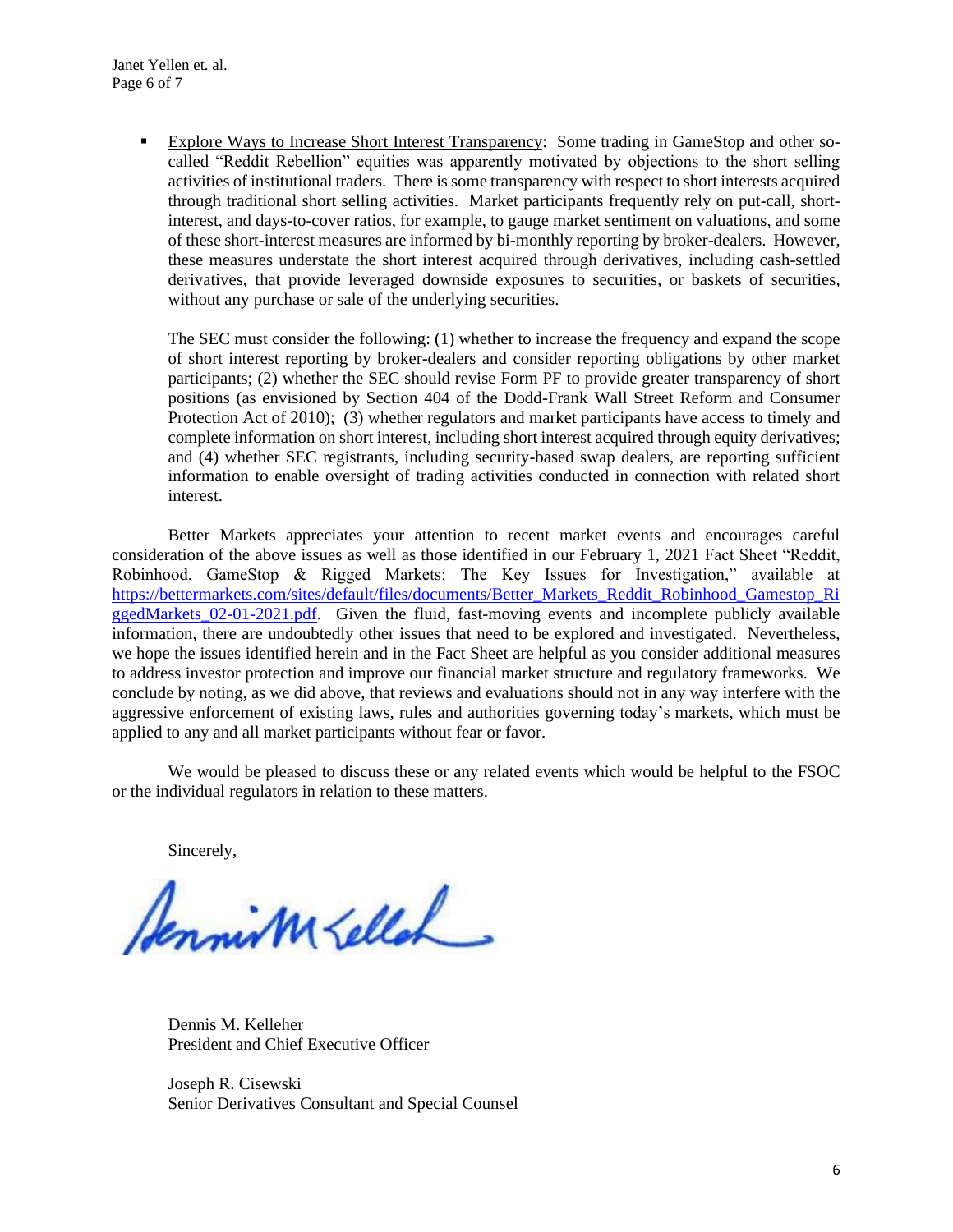- <u>Explore Ways to Increase Short Interest Transparency</u>: Some trading in GameStop and other so-called "Reddit Rebellion" equities was apparently motivated by objections to the short selling activities of institutional traders. There is some transparency with respect to short interests acquired through traditional short selling activities. Market participants frequently rely on put-call, short-interest, and days-to-cover ratios, for example, to gauge market sentiment on valuations, and some of these short-interest measures are informed by bi-monthly reporting by broker-dealers. However, these measures understate the short interest acquired through derivatives, including cash-settled derivatives, that provide leveraged downside exposures to securities, or baskets of securities, without any purchase or sale of the underlying securities.

  The SEC must consider the following: (1) whether to increase the frequency and expand the scope of short interest reporting by broker-dealers and consider reporting obligations by other market participants; (2) whether the SEC should revise Form PF to provide greater transparency of short positions (as envisioned by Section 404 of the Dodd-Frank Wall Street Reform and Consumer Protection Act of 2010); (3) whether regulators and market participants have access to timely and complete information on short interest, including short interest acquired through equity derivatives; and (4) whether SEC registrants, including security-based swap dealers, are reporting sufficient information to enable oversight of trading activities conducted in connection with related short interest.

Better Markets appreciates your attention to recent market events and encourages careful consideration of the above issues as well as those identified in our February 1, 2021 Fact Sheet "Reddit, Robinhood, GameStop & Rigged Markets: The Key Issues for Investigation," available at https://bettermarkets.com/sites/default/files/documents/Better_Markets_Reddit_Robinhood_Gamestop_RiggedMarkets_02-01-2021.pdf. Given the fluid, fast-moving events and incomplete publicly available information, there are undoubtedly other issues that need to be explored and investigated. Nevertheless, we hope the issues identified herein and in the Fact Sheet are helpful as you consider additional measures to address investor protection and improve our financial market structure and regulatory frameworks. We conclude by noting, as we did above, that reviews and evaluations should not in any way interfere with the aggressive enforcement of existing laws, rules and authorities governing today's markets, which must be applied to any and all market participants without fear or favor.

We would be pleased to discuss these or any related events which would be helpful to the FSOC or the individual regulators in relation to these matters.

Sincerely,

Dennis M. Kelleher
President and Chief Executive Officer

Joseph R. Cisewski
Senior Derivatives Consultant and Special Counsel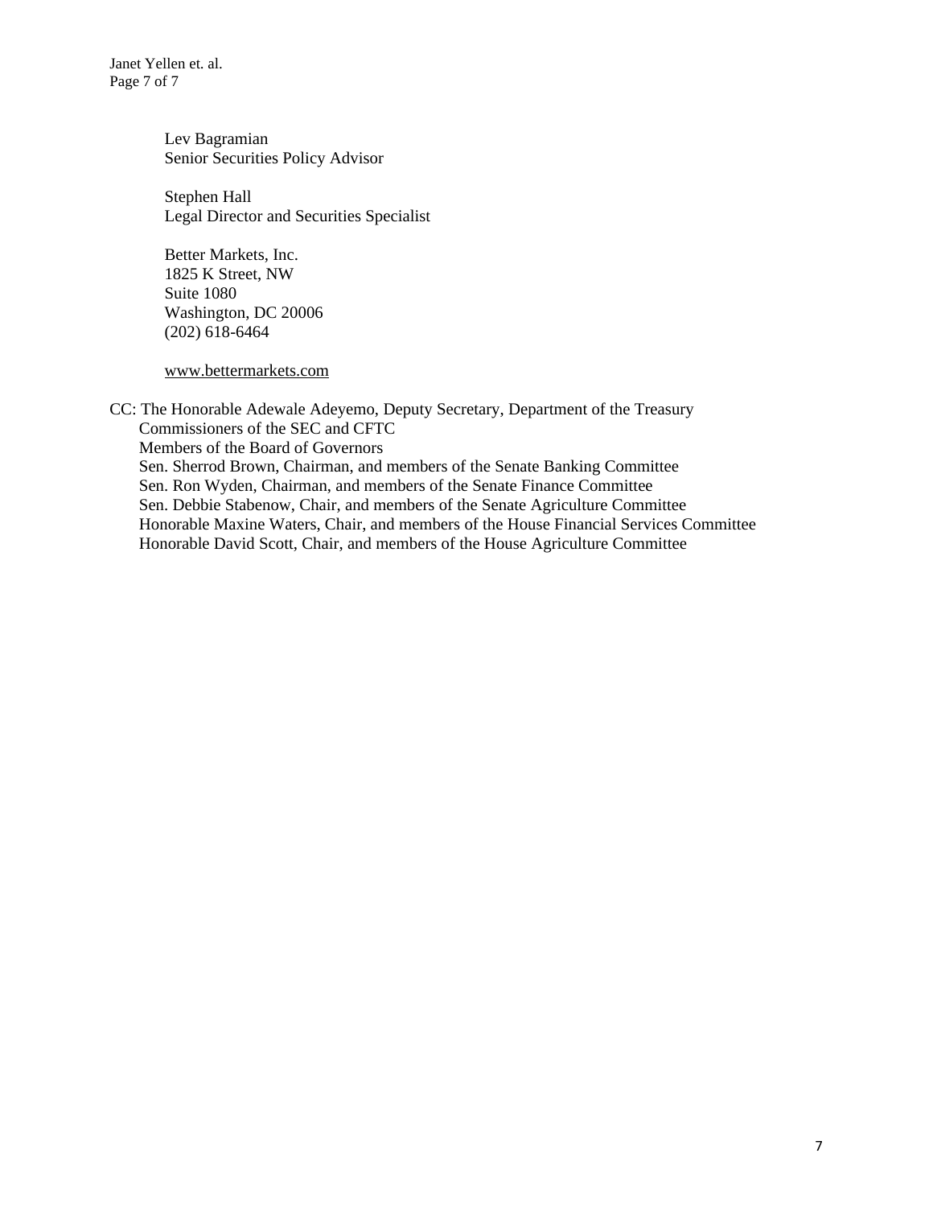Lev Bagramian
Senior Securities Policy Advisor

Stephen Hall
Legal Director and Securities Specialist

Better Markets, Inc.
1825 K Street, NW
Suite 1080
Washington, DC 20006
(202) 618-6464

www.bettermarkets.com

CC: The Honorable Adewale Adeyemo, Deputy Secretary, Department of the Treasury
Commissioners of the SEC and CFTC
Members of the Board of Governors
Sen. Sherrod Brown, Chairman, and members of the Senate Banking Committee
Sen. Ron Wyden, Chairman, and members of the Senate Finance Committee
Sen. Debbie Stabenow, Chair, and members of the Senate Agriculture Committee
Honorable Maxine Waters, Chair, and members of the House Financial Services Committee
Honorable David Scott, Chair, and members of the House Agriculture Committee